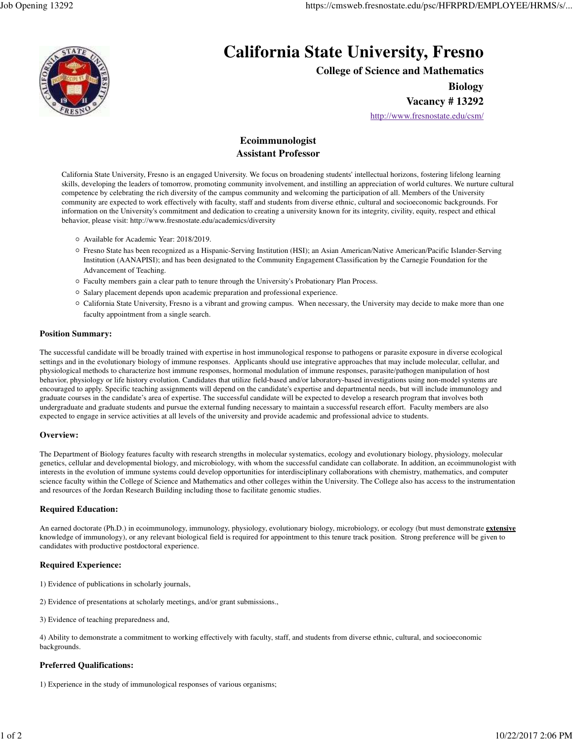# California State University, Fresno

**College of Science and Mathematics**

**Biology**

**Vacancy # 13292**

http://www.fresnostate.edu/csm/

## Ecoimmunologist
## Assistant Professor

California State University, Fresno is an engaged University. We focus on broadening students' intellectual horizons, fostering lifelong learning skills, developing the leaders of tomorrow, promoting community involvement, and instilling an appreciation of world cultures. We nurture cultural competence by celebrating the rich diversity of the campus community and welcoming the participation of all. Members of the University community are expected to work effectively with faculty, staff and students from diverse ethnic, cultural and socioeconomic backgrounds. For information on the University's commitment and dedication to creating a university known for its integrity, civility, equity, respect and ethical behavior, please visit: http://www.fresnostate.edu/academics/diversity

- Available for Academic Year: 2018/2019.
- Fresno State has been recognized as a Hispanic-Serving Institution (HSI); an Asian American/Native American/Pacific Islander-Serving Institution (AANAPISI); and has been designated to the Community Engagement Classification by the Carnegie Foundation for the Advancement of Teaching.
- Faculty members gain a clear path to tenure through the University's Probationary Plan Process.
- Salary placement depends upon academic preparation and professional experience.
- California State University, Fresno is a vibrant and growing campus. When necessary, the University may decide to make more than one faculty appointment from a single search.

### Position Summary:

The successful candidate will be broadly trained with expertise in host immunological response to pathogens or parasite exposure in diverse ecological settings and in the evolutionary biology of immune responses. Applicants should use integrative approaches that may include molecular, cellular, and physiological methods to characterize host immune responses, hormonal modulation of immune responses, parasite/pathogen manipulation of host behavior, physiology or life history evolution. Candidates that utilize field-based and/or laboratory-based investigations using non-model systems are encouraged to apply. Specific teaching assignments will depend on the candidate's expertise and departmental needs, but will include immunology and graduate courses in the candidate's area of expertise. The successful candidate will be expected to develop a research program that involves both undergraduate and graduate students and pursue the external funding necessary to maintain a successful research effort. Faculty members are also expected to engage in service activities at all levels of the university and provide academic and professional advice to students.

### Overview:

The Department of Biology features faculty with research strengths in molecular systematics, ecology and evolutionary biology, physiology, molecular genetics, cellular and developmental biology, and microbiology, with whom the successful candidate can collaborate. In addition, an ecoimmunologist with interests in the evolution of immune systems could develop opportunities for interdisciplinary collaborations with chemistry, mathematics, and computer science faculty within the College of Science and Mathematics and other colleges within the University. The College also has access to the instrumentation and resources of the Jordan Research Building including those to facilitate genomic studies.

### Required Education:

An earned doctorate (Ph.D.) in ecoimmunology, immunology, physiology, evolutionary biology, microbiology, or ecology (but must demonstrate **extensive** knowledge of immunology), or any relevant biological field is required for appointment to this tenure track position. Strong preference will be given to candidates with productive postdoctoral experience.

### Required Experience:

1) Evidence of publications in scholarly journals,

2) Evidence of presentations at scholarly meetings, and/or grant submissions.,

3) Evidence of teaching preparedness and,

4) Ability to demonstrate a commitment to working effectively with faculty, staff, and students from diverse ethnic, cultural, and socioeconomic backgrounds.

### Preferred Qualifications:

1) Experience in the study of immunological responses of various organisms;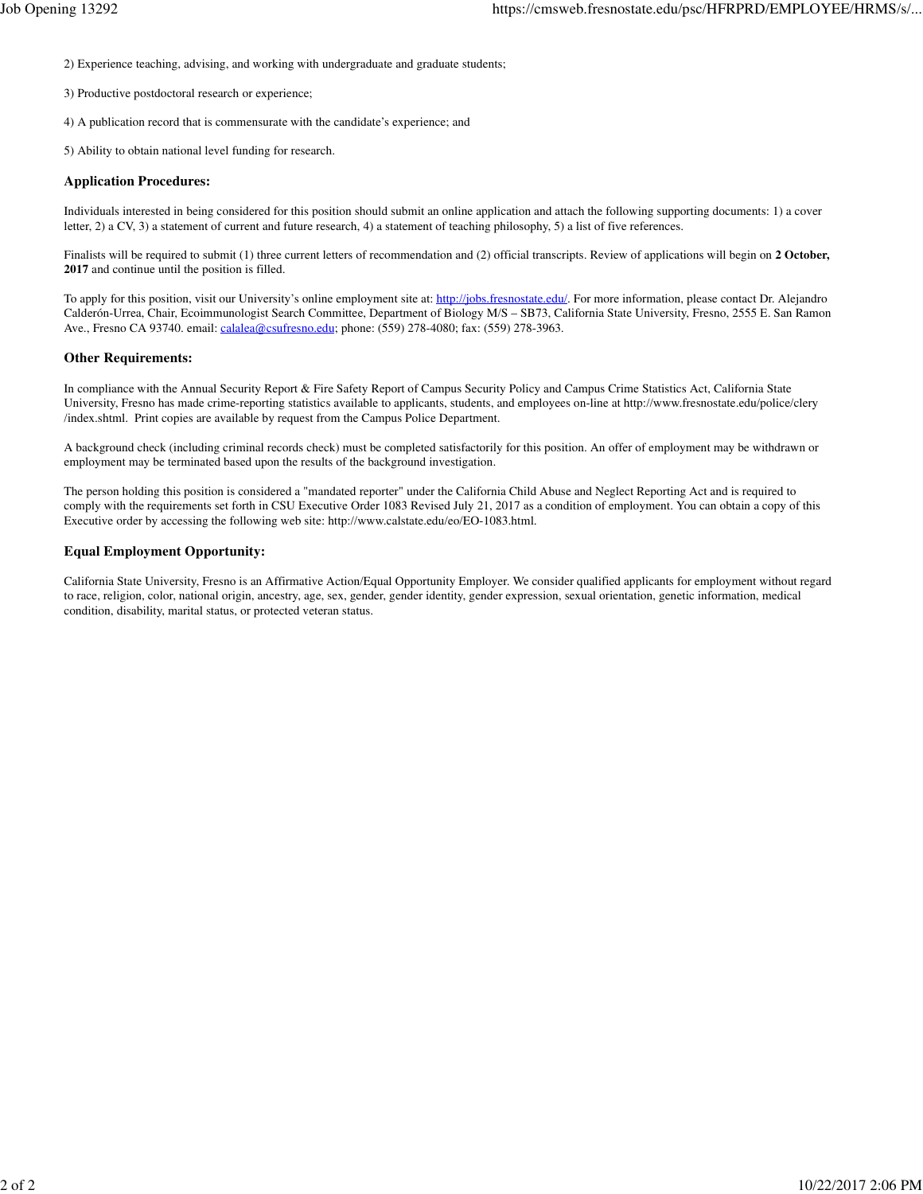2) Experience teaching, advising, and working with undergraduate and graduate students;

3) Productive postdoctoral research or experience;

4) A publication record that is commensurate with the candidate's experience; and

5) Ability to obtain national level funding for research.

### Application Procedures:

Individuals interested in being considered for this position should submit an online application and attach the following supporting documents: 1) a cover letter, 2) a CV, 3) a statement of current and future research, 4) a statement of teaching philosophy, 5) a list of five references.

Finalists will be required to submit (1) three current letters of recommendation and (2) official transcripts. Review of applications will begin on **2 October, 2017** and continue until the position is filled.

To apply for this position, visit our University's online employment site at: [http://jobs.fresnostate.edu/](http://jobs.fresnostate.edu/). For more information, please contact Dr. Alejandro Calderón-Urrea, Chair, Ecoimmunologist Search Committee, Department of Biology M/S – SB73, California State University, Fresno, 2555 E. San Ramon Ave., Fresno CA 93740. email: [calalea@csufresno.edu](mailto:calalea@csufresno.edu); phone: (559) 278-4080; fax: (559) 278-3963.

### Other Requirements:

In compliance with the Annual Security Report & Fire Safety Report of Campus Security Policy and Campus Crime Statistics Act, California State University, Fresno has made crime-reporting statistics available to applicants, students, and employees on-line at http://www.fresnostate.edu/police/clery/index.shtml. Print copies are available by request from the Campus Police Department.

A background check (including criminal records check) must be completed satisfactorily for this position. An offer of employment may be withdrawn or employment may be terminated based upon the results of the background investigation.

The person holding this position is considered a "mandated reporter" under the California Child Abuse and Neglect Reporting Act and is required to comply with the requirements set forth in CSU Executive Order 1083 Revised July 21, 2017 as a condition of employment. You can obtain a copy of this Executive order by accessing the following web site: http://www.calstate.edu/eo/EO-1083.html.

### Equal Employment Opportunity:

California State University, Fresno is an Affirmative Action/Equal Opportunity Employer. We consider qualified applicants for employment without regard to race, religion, color, national origin, ancestry, age, sex, gender, gender identity, gender expression, sexual orientation, genetic information, medical condition, disability, marital status, or protected veteran status.